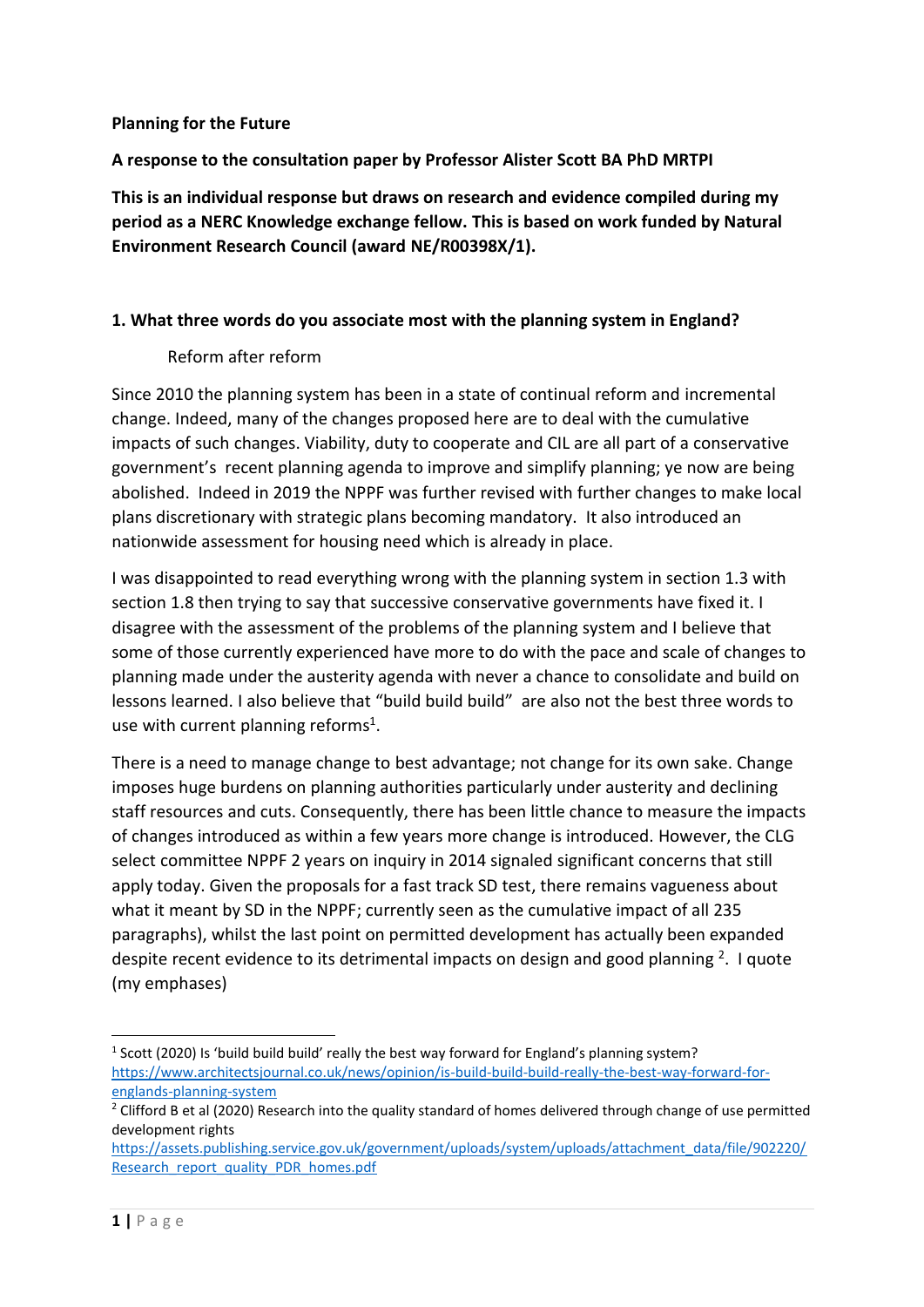**Planning for the Future**

**A response to the consultation paper by Professor Alister Scott BA PhD MRTPI**

**This is an individual response but draws on research and evidence compiled during my period as a NERC Knowledge exchange fellow. This is based on work funded by Natural Environment Research Council (award NE/R00398X/1).**

**1. What three words do you associate most with the planning system in England?**

Reform after reform

Since 2010 the planning system has been in a state of continual reform and incremental change. Indeed, many of the changes proposed here are to deal with the cumulative impacts of such changes. Viability, duty to cooperate and CIL are all part of a conservative government's recent planning agenda to improve and simplify planning; ye now are being abolished. Indeed in 2019 the NPPF was further revised with further changes to make local plans discretionary with strategic plans becoming mandatory. It also introduced an nationwide assessment for housing need which is already in place.

I was disappointed to read everything wrong with the planning system in section 1.3 with section 1.8 then trying to say that successive conservative governments have fixed it. I disagree with the assessment of the problems of the planning system and I believe that some of those currently experienced have more to do with the pace and scale of changes to planning made under the austerity agenda with never a chance to consolidate and build on lessons learned. I also believe that "build build build" are also not the best three words to use with current planning reforms[1].

There is a need to manage change to best advantage; not change for its own sake. Change imposes huge burdens on planning authorities particularly under austerity and declining staff resources and cuts. Consequently, there has been little chance to measure the impacts of changes introduced as within a few years more change is introduced. However, the CLG select committee NPPF 2 years on inquiry in 2014 signaled significant concerns that still apply today. Given the proposals for a fast track SD test, there remains vagueness about what it meant by SD in the NPPF; currently seen as the cumulative impact of all 235 paragraphs), whilst the last point on permitted development has actually been expanded despite recent evidence to its detrimental impacts on design and good planning [2]. I quote (my emphases)

---

[1] Scott (2020) Is 'build build build' really the best way forward for England's planning system? https://www.architectsjournal.co.uk/news/opinion/is-build-build-build-really-the-best-way-forward-for-englands-planning-system

[2] Clifford B et al (2020) Research into the quality standard of homes delivered through change of use permitted development rights https://assets.publishing.service.gov.uk/government/uploads/system/uploads/attachment_data/file/902220/Research_report_quality_PDR_homes.pdf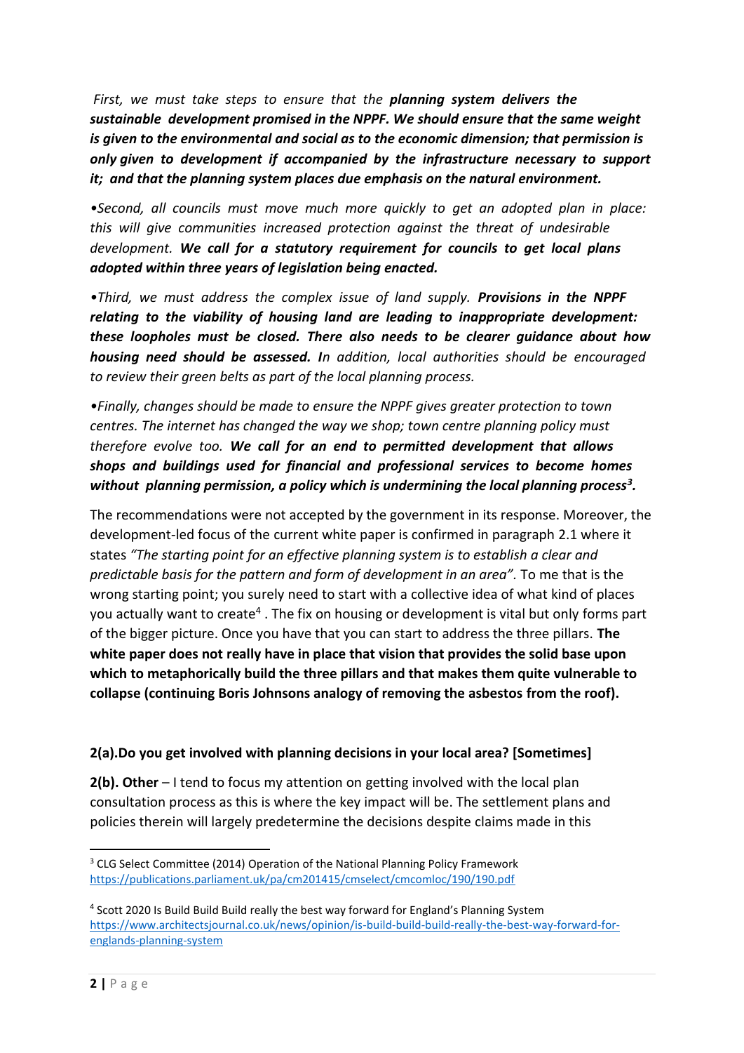*First, we must take steps to ensure that the **planning system delivers the sustainable development promised in the NPPF. We should ensure that the same weight is given to the environmental and social as to the economic dimension; that permission is only given to development if accompanied by the infrastructure necessary to support it; and that the planning system places due emphasis on the natural environment.***

*•Second, all councils must move much more quickly to get an adopted plan in place: this will give communities increased protection against the threat of undesirable development. **We call for a statutory requirement for councils to get local plans adopted within three years of legislation being enacted.***

*•Third, we must address the complex issue of land supply. **Provisions in the NPPF relating to the viability of housing land are leading to inappropriate development: these loopholes must be closed. There also needs to be clearer guidance about how housing need should be assessed. I**n addition, local authorities should be encouraged to review their green belts as part of the local planning process.*

*•Finally, changes should be made to ensure the NPPF gives greater protection to town centres. The internet has changed the way we shop; town centre planning policy must therefore evolve too. **We call for an end to permitted development that allows shops and buildings used for financial and professional services to become homes without planning permission, a policy which is undermining the local planning process[3].***

The recommendations were not accepted by the government in its response. Moreover, the development-led focus of the current white paper is confirmed in paragraph 2.1 where it states *"The starting point for an effective planning system is to establish a clear and predictable basis for the pattern and form of development in an area".* To me that is the wrong starting point; you surely need to start with a collective idea of what kind of places you actually want to create[4] . The fix on housing or development is vital but only forms part of the bigger picture. Once you have that you can start to address the three pillars. **The white paper does not really have in place that vision that provides the solid base upon which to metaphorically build the three pillars and that makes them quite vulnerable to collapse (continuing Boris Johnsons analogy of removing the asbestos from the roof).**

**2(a).Do you get involved with planning decisions in your local area? [Sometimes]**

**2(b). Other** – I tend to focus my attention on getting involved with the local plan consultation process as this is where the key impact will be. The settlement plans and policies therein will largely predetermine the decisions despite claims made in this

---

[3] CLG Select Committee (2014) Operation of the National Planning Policy Framework https://publications.parliament.uk/pa/cm201415/cmselect/cmcomloc/190/190.pdf

[4] Scott 2020 Is Build Build Build really the best way forward for England's Planning System https://www.architectsjournal.co.uk/news/opinion/is-build-build-build-really-the-best-way-forward-for-englands-planning-system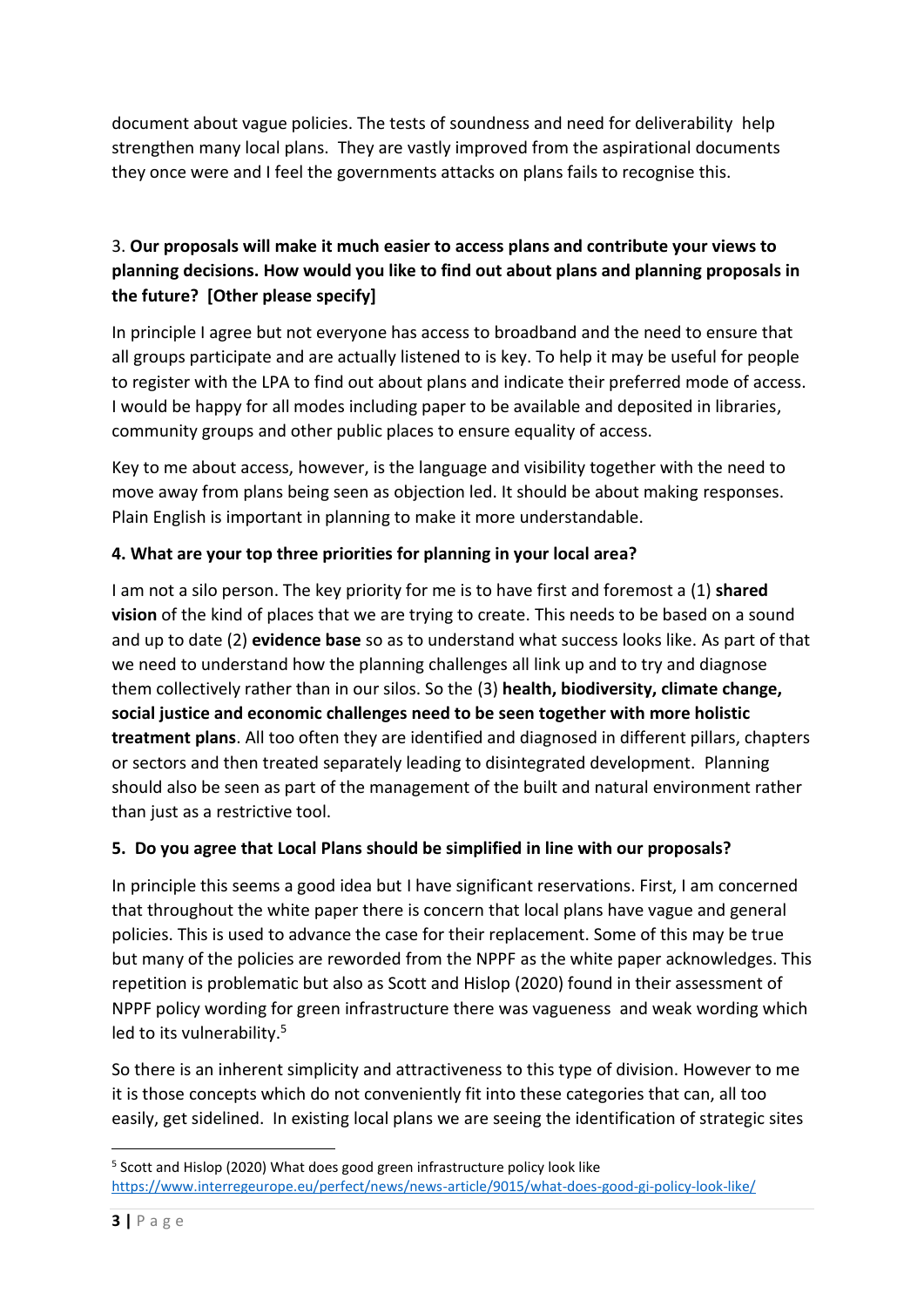document about vague policies. The tests of soundness and need for deliverability help strengthen many local plans. They are vastly improved from the aspirational documents they once were and I feel the governments attacks on plans fails to recognise this.

3. **Our proposals will make it much easier to access plans and contribute your views to planning decisions. How would you like to find out about plans and planning proposals in the future? [Other please specify]**

In principle I agree but not everyone has access to broadband and the need to ensure that all groups participate and are actually listened to is key. To help it may be useful for people to register with the LPA to find out about plans and indicate their preferred mode of access. I would be happy for all modes including paper to be available and deposited in libraries, community groups and other public places to ensure equality of access.

Key to me about access, however, is the language and visibility together with the need to move away from plans being seen as objection led. It should be about making responses. Plain English is important in planning to make it more understandable.

**4. What are your top three priorities for planning in your local area?**

I am not a silo person. The key priority for me is to have first and foremost a (1) **shared vision** of the kind of places that we are trying to create. This needs to be based on a sound and up to date (2) **evidence base** so as to understand what success looks like. As part of that we need to understand how the planning challenges all link up and to try and diagnose them collectively rather than in our silos. So the (3) **health, biodiversity, climate change, social justice and economic challenges need to be seen together with more holistic treatment plans**. All too often they are identified and diagnosed in different pillars, chapters or sectors and then treated separately leading to disintegrated development. Planning should also be seen as part of the management of the built and natural environment rather than just as a restrictive tool.

**5. Do you agree that Local Plans should be simplified in line with our proposals?**

In principle this seems a good idea but I have significant reservations. First, I am concerned that throughout the white paper there is concern that local plans have vague and general policies. This is used to advance the case for their replacement. Some of this may be true but many of the policies are reworded from the NPPF as the white paper acknowledges. This repetition is problematic but also as Scott and Hislop (2020) found in their assessment of NPPF policy wording for green infrastructure there was vagueness and weak wording which led to its vulnerability.[5]

So there is an inherent simplicity and attractiveness to this type of division. However to me it is those concepts which do not conveniently fit into these categories that can, all too easily, get sidelined. In existing local plans we are seeing the identification of strategic sites

[5] Scott and Hislop (2020) What does good green infrastructure policy look like https://www.interregeurope.eu/perfect/news/news-article/9015/what-does-good-gi-policy-look-like/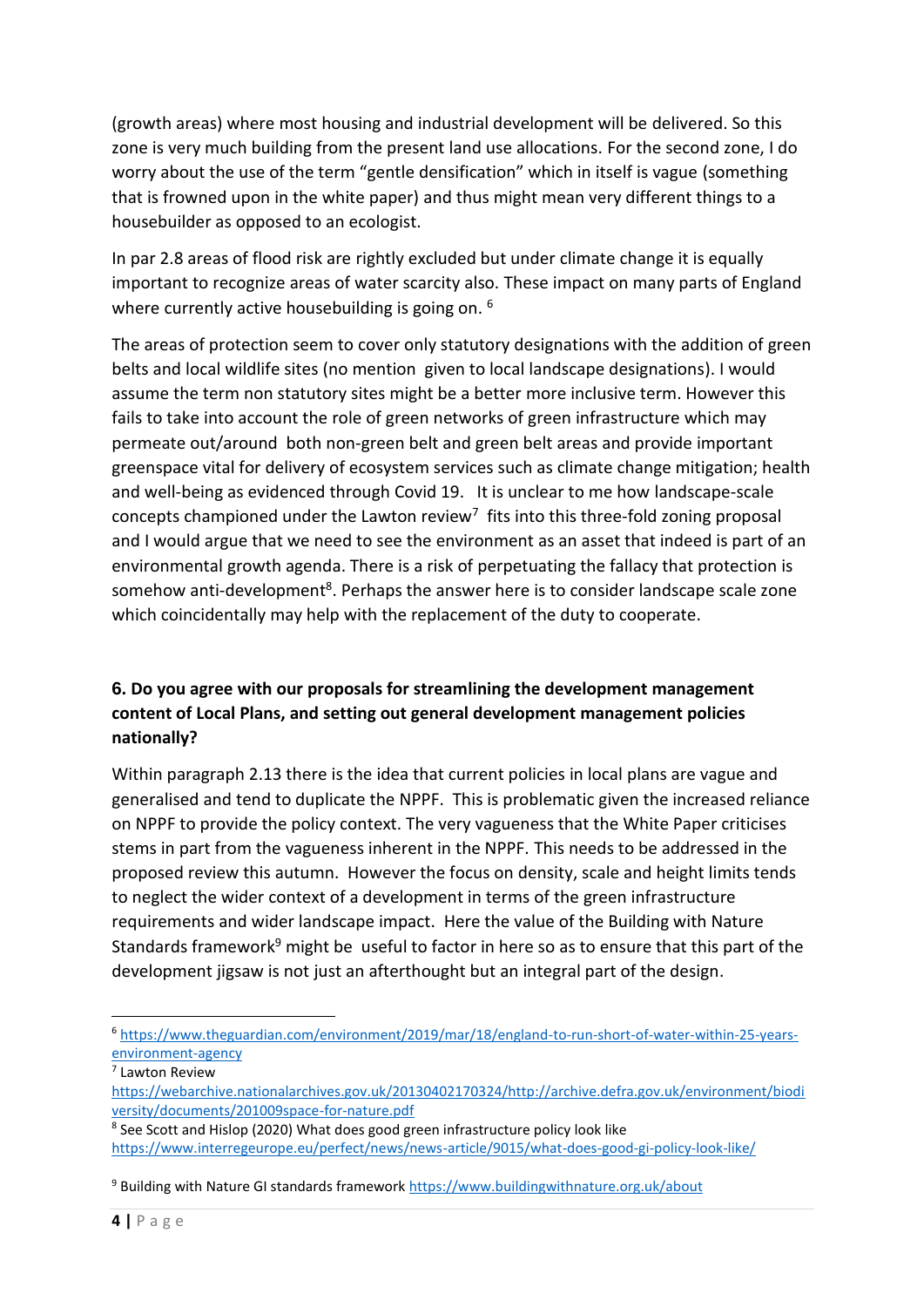(growth areas) where most housing and industrial development will be delivered. So this zone is very much building from the present land use allocations. For the second zone, I do worry about the use of the term "gentle densification" which in itself is vague (something that is frowned upon in the white paper) and thus might mean very different things to a housebuilder as opposed to an ecologist.

In par 2.8 areas of flood risk are rightly excluded but under climate change it is equally important to recognize areas of water scarcity also. These impact on many parts of England where currently active housebuilding is going on. [6]

The areas of protection seem to cover only statutory designations with the addition of green belts and local wildlife sites (no mention given to local landscape designations). I would assume the term non statutory sites might be a better more inclusive term. However this fails to take into account the role of green networks of green infrastructure which may permeate out/around both non-green belt and green belt areas and provide important greenspace vital for delivery of ecosystem services such as climate change mitigation; health and well-being as evidenced through Covid 19. It is unclear to me how landscape-scale concepts championed under the Lawton review[7] fits into this three-fold zoning proposal and I would argue that we need to see the environment as an asset that indeed is part of an environmental growth agenda. There is a risk of perpetuating the fallacy that protection is somehow anti-development[8]. Perhaps the answer here is to consider landscape scale zone which coincidentally may help with the replacement of the duty to cooperate.

**6. Do you agree with our proposals for streamlining the development management content of Local Plans, and setting out general development management policies nationally?**

Within paragraph 2.13 there is the idea that current policies in local plans are vague and generalised and tend to duplicate the NPPF. This is problematic given the increased reliance on NPPF to provide the policy context. The very vagueness that the White Paper criticises stems in part from the vagueness inherent in the NPPF. This needs to be addressed in the proposed review this autumn. However the focus on density, scale and height limits tends to neglect the wider context of a development in terms of the green infrastructure requirements and wider landscape impact. Here the value of the Building with Nature Standards framework[9] might be useful to factor in here so as to ensure that this part of the development jigsaw is not just an afterthought but an integral part of the design.

---

[6] https://www.theguardian.com/environment/2019/mar/18/england-to-run-short-of-water-within-25-years-environment-agency

[7] Lawton Review https://webarchive.nationalarchives.gov.uk/20130402170324/http://archive.defra.gov.uk/environment/biodiversity/documents/201009space-for-nature.pdf

[8] See Scott and Hislop (2020) What does good green infrastructure policy look like https://www.interregeurope.eu/perfect/news/news-article/9015/what-does-good-gi-policy-look-like/

[9] Building with Nature GI standards framework https://www.buildingwithnature.org.uk/about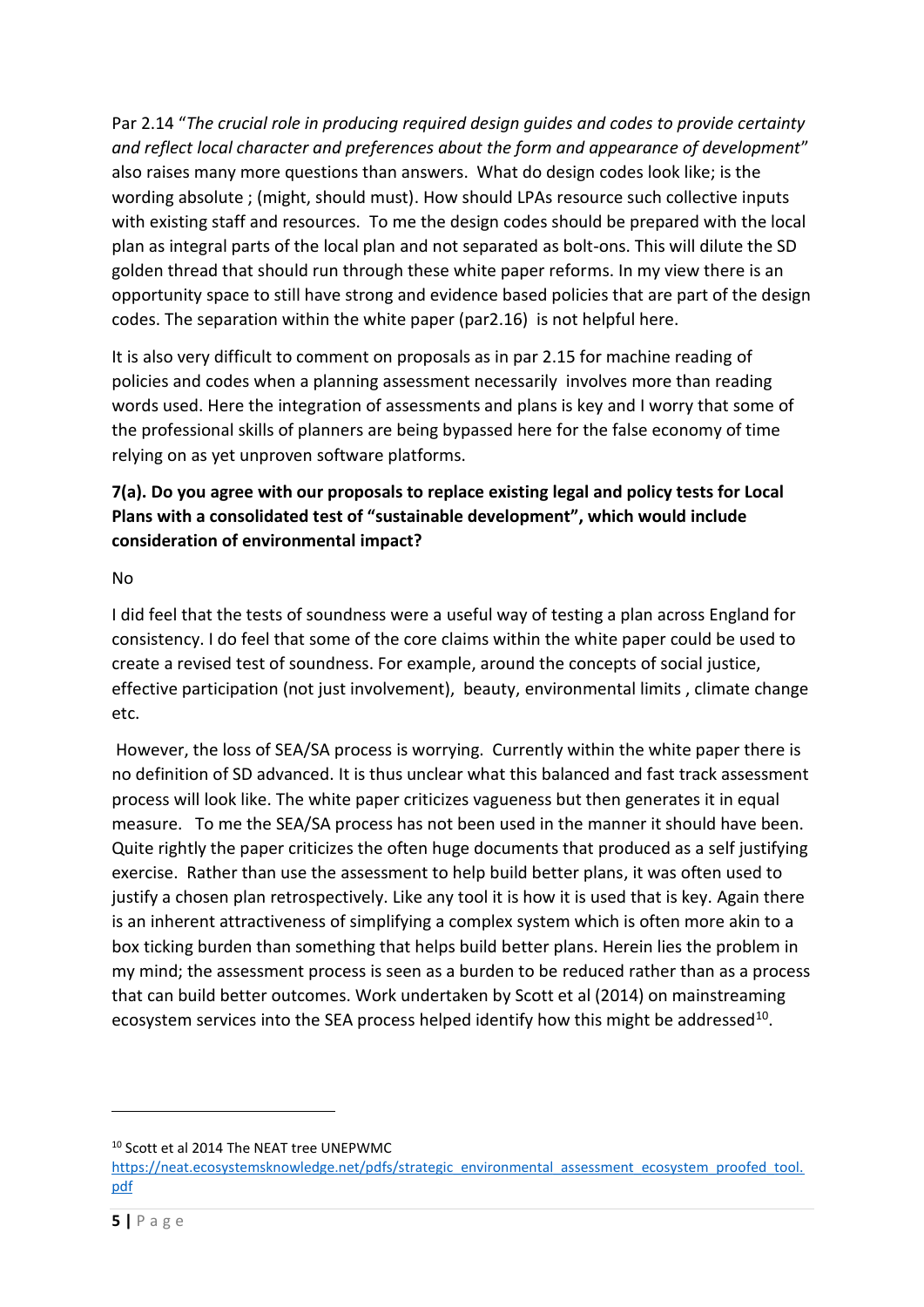Par 2.14 "*The crucial role in producing required design guides and codes to provide certainty and reflect local character and preferences about the form and appearance of development*" also raises many more questions than answers. What do design codes look like; is the wording absolute ; (might, should must). How should LPAs resource such collective inputs with existing staff and resources. To me the design codes should be prepared with the local plan as integral parts of the local plan and not separated as bolt-ons. This will dilute the SD golden thread that should run through these white paper reforms. In my view there is an opportunity space to still have strong and evidence based policies that are part of the design codes. The separation within the white paper (par2.16) is not helpful here.

It is also very difficult to comment on proposals as in par 2.15 for machine reading of policies and codes when a planning assessment necessarily involves more than reading words used. Here the integration of assessments and plans is key and I worry that some of the professional skills of planners are being bypassed here for the false economy of time relying on as yet unproven software platforms.

**7(a). Do you agree with our proposals to replace existing legal and policy tests for Local Plans with a consolidated test of "sustainable development", which would include consideration of environmental impact?**

No

I did feel that the tests of soundness were a useful way of testing a plan across England for consistency. I do feel that some of the core claims within the white paper could be used to create a revised test of soundness. For example, around the concepts of social justice, effective participation (not just involvement), beauty, environmental limits , climate change etc.

However, the loss of SEA/SA process is worrying. Currently within the white paper there is no definition of SD advanced. It is thus unclear what this balanced and fast track assessment process will look like. The white paper criticizes vagueness but then generates it in equal measure. To me the SEA/SA process has not been used in the manner it should have been. Quite rightly the paper criticizes the often huge documents that produced as a self justifying exercise. Rather than use the assessment to help build better plans, it was often used to justify a chosen plan retrospectively. Like any tool it is how it is used that is key. Again there is an inherent attractiveness of simplifying a complex system which is often more akin to a box ticking burden than something that helps build better plans. Herein lies the problem in my mind; the assessment process is seen as a burden to be reduced rather than as a process that can build better outcomes. Work undertaken by Scott et al (2014) on mainstreaming ecosystem services into the SEA process helped identify how this might be addressed[10].

---

[10] Scott et al 2014 The NEAT tree UNEPWMC https://neat.ecosystemsknowledge.net/pdfs/strategic_environmental_assessment_ecosystem_proofed_tool.pdf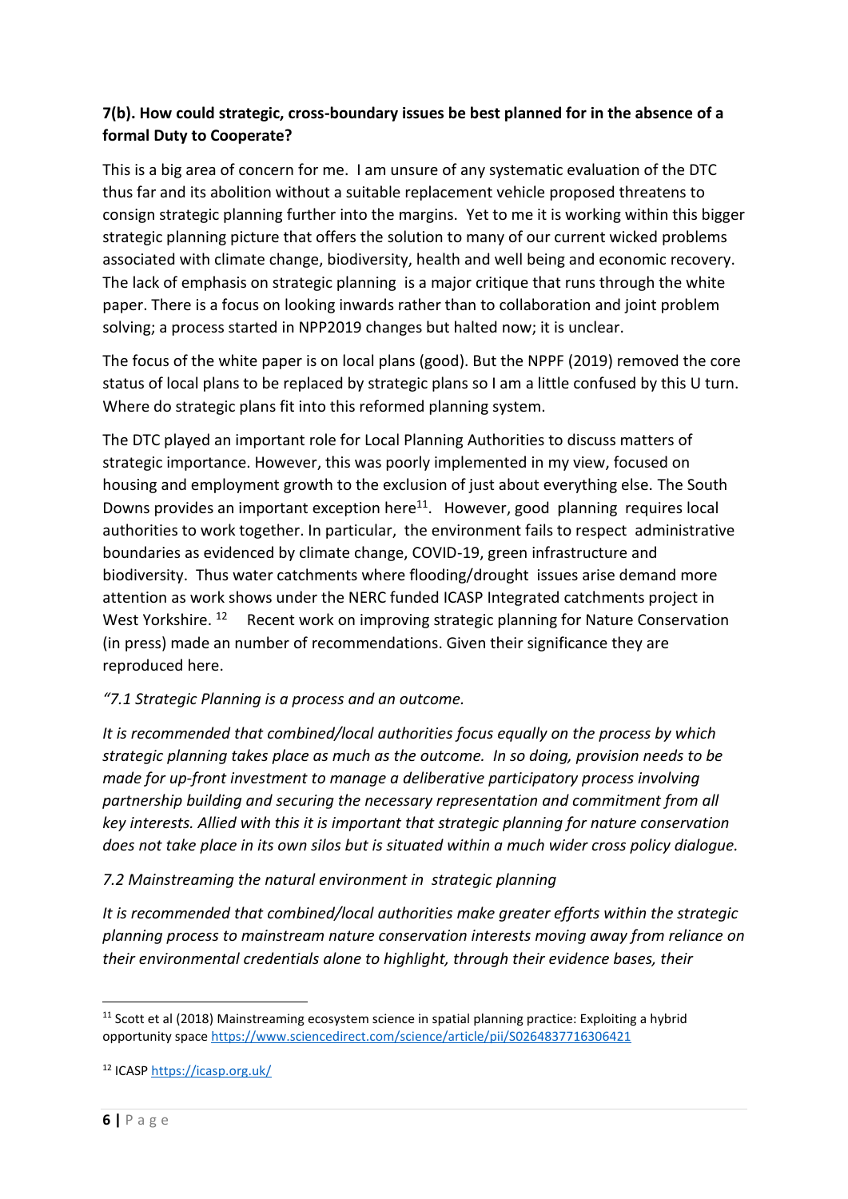**7(b). How could strategic, cross-boundary issues be best planned for in the absence of a formal Duty to Cooperate?**

This is a big area of concern for me. I am unsure of any systematic evaluation of the DTC thus far and its abolition without a suitable replacement vehicle proposed threatens to consign strategic planning further into the margins. Yet to me it is working within this bigger strategic planning picture that offers the solution to many of our current wicked problems associated with climate change, biodiversity, health and well being and economic recovery. The lack of emphasis on strategic planning is a major critique that runs through the white paper. There is a focus on looking inwards rather than to collaboration and joint problem solving; a process started in NPP2019 changes but halted now; it is unclear.

The focus of the white paper is on local plans (good). But the NPPF (2019) removed the core status of local plans to be replaced by strategic plans so I am a little confused by this U turn. Where do strategic plans fit into this reformed planning system.

The DTC played an important role for Local Planning Authorities to discuss matters of strategic importance. However, this was poorly implemented in my view, focused on housing and employment growth to the exclusion of just about everything else. The South Downs provides an important exception here[11]. However, good planning requires local authorities to work together. In particular, the environment fails to respect administrative boundaries as evidenced by climate change, COVID-19, green infrastructure and biodiversity. Thus water catchments where flooding/drought issues arise demand more attention as work shows under the NERC funded ICASP Integrated catchments project in West Yorkshire. [12] Recent work on improving strategic planning for Nature Conservation (in press) made an number of recommendations. Given their significance they are reproduced here.

*"7.1 Strategic Planning is a process and an outcome.*

*It is recommended that combined/local authorities focus equally on the process by which strategic planning takes place as much as the outcome. In so doing, provision needs to be made for up-front investment to manage a deliberative participatory process involving partnership building and securing the necessary representation and commitment from all key interests. Allied with this it is important that strategic planning for nature conservation does not take place in its own silos but is situated within a much wider cross policy dialogue.*

*7.2 Mainstreaming the natural environment in strategic planning*

*It is recommended that combined/local authorities make greater efforts within the strategic planning process to mainstream nature conservation interests moving away from reliance on their environmental credentials alone to highlight, through their evidence bases, their*

---

[11] Scott et al (2018) Mainstreaming ecosystem science in spatial planning practice: Exploiting a hybrid opportunity space https://www.sciencedirect.com/science/article/pii/S0264837716306421

[12] ICASP https://icasp.org.uk/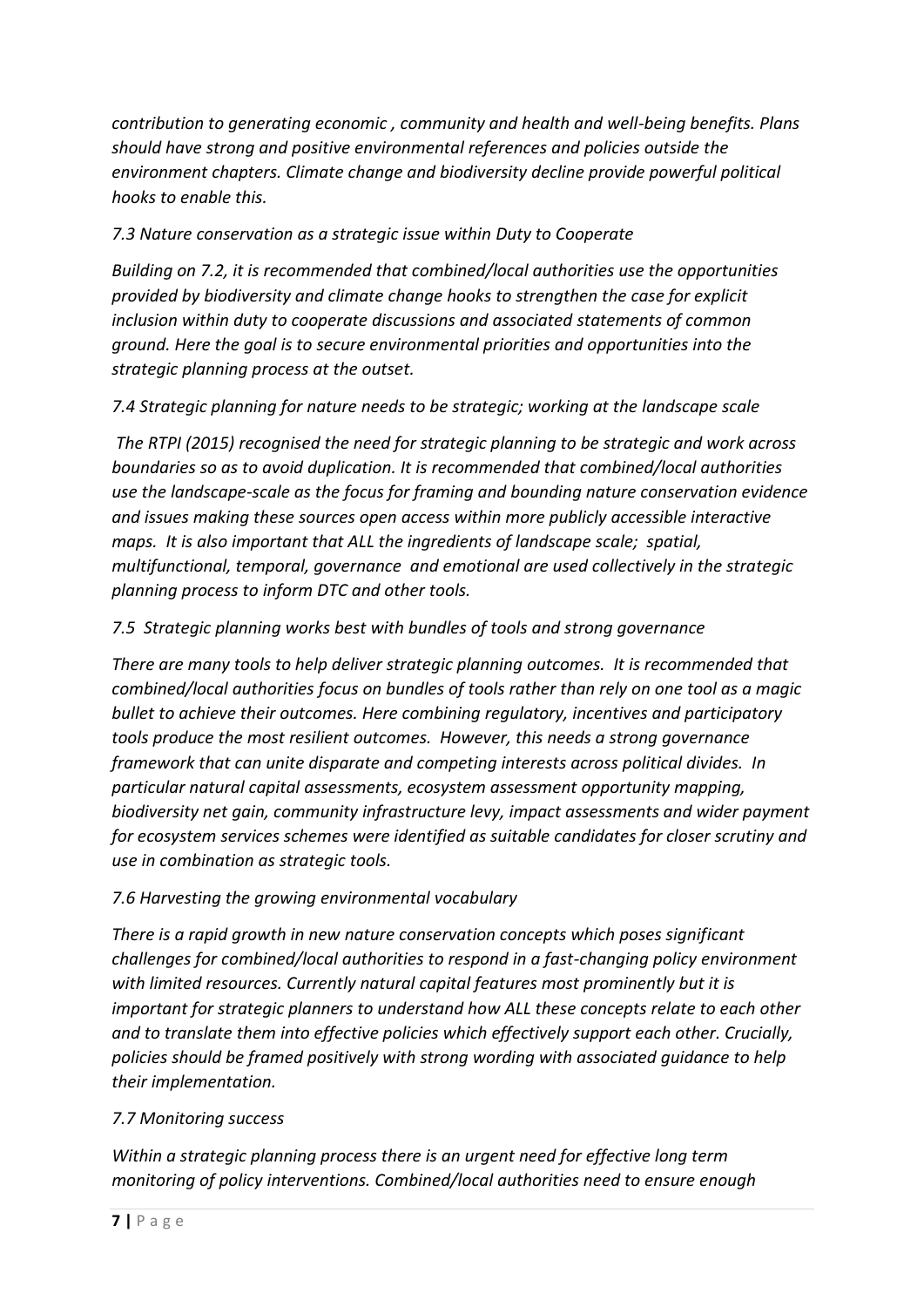*contribution to generating economic , community and health and well-being benefits. Plans should have strong and positive environmental references and policies outside the environment chapters. Climate change and biodiversity decline provide powerful political hooks to enable this.*

*7.3 Nature conservation as a strategic issue within Duty to Cooperate*

*Building on 7.2, it is recommended that combined/local authorities use the opportunities provided by biodiversity and climate change hooks to strengthen the case for explicit inclusion within duty to cooperate discussions and associated statements of common ground. Here the goal is to secure environmental priorities and opportunities into the strategic planning process at the outset.*

*7.4 Strategic planning for nature needs to be strategic; working at the landscape scale*

*The RTPI (2015) recognised the need for strategic planning to be strategic and work across boundaries so as to avoid duplication. It is recommended that combined/local authorities use the landscape-scale as the focus for framing and bounding nature conservation evidence and issues making these sources open access within more publicly accessible interactive maps. It is also important that ALL the ingredients of landscape scale; spatial, multifunctional, temporal, governance and emotional are used collectively in the strategic planning process to inform DTC and other tools.*

*7.5 Strategic planning works best with bundles of tools and strong governance*

*There are many tools to help deliver strategic planning outcomes. It is recommended that combined/local authorities focus on bundles of tools rather than rely on one tool as a magic bullet to achieve their outcomes. Here combining regulatory, incentives and participatory tools produce the most resilient outcomes. However, this needs a strong governance framework that can unite disparate and competing interests across political divides. In particular natural capital assessments, ecosystem assessment opportunity mapping, biodiversity net gain, community infrastructure levy, impact assessments and wider payment for ecosystem services schemes were identified as suitable candidates for closer scrutiny and use in combination as strategic tools.*

*7.6 Harvesting the growing environmental vocabulary*

*There is a rapid growth in new nature conservation concepts which poses significant challenges for combined/local authorities to respond in a fast-changing policy environment with limited resources. Currently natural capital features most prominently but it is important for strategic planners to understand how ALL these concepts relate to each other and to translate them into effective policies which effectively support each other. Crucially, policies should be framed positively with strong wording with associated guidance to help their implementation.*

*7.7 Monitoring success*

*Within a strategic planning process there is an urgent need for effective long term monitoring of policy interventions. Combined/local authorities need to ensure enough*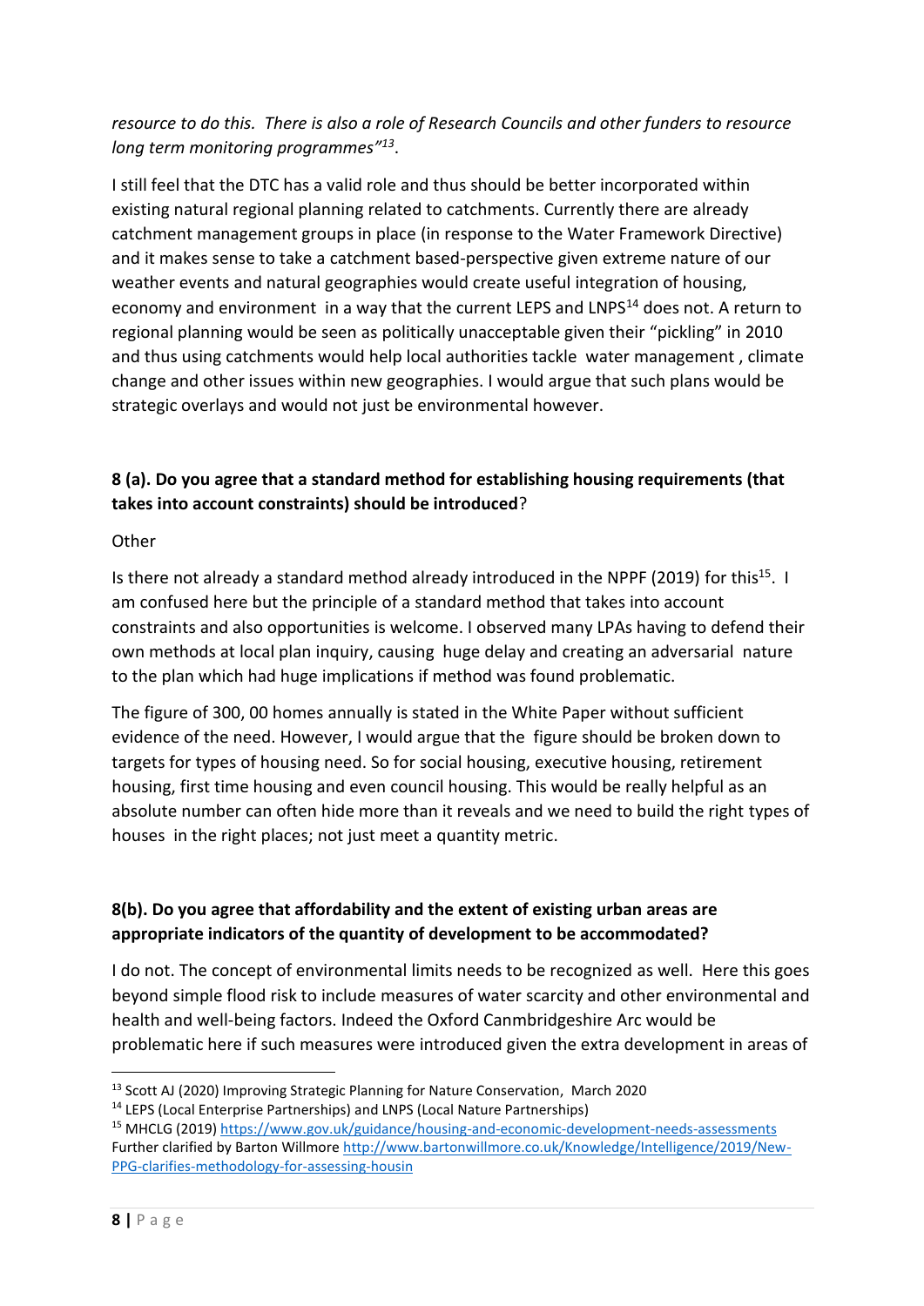*resource to do this. There is also a role of Research Councils and other funders to resource long term monitoring programmes"*[13].

I still feel that the DTC has a valid role and thus should be better incorporated within existing natural regional planning related to catchments. Currently there are already catchment management groups in place (in response to the Water Framework Directive) and it makes sense to take a catchment based-perspective given extreme nature of our weather events and natural geographies would create useful integration of housing, economy and environment in a way that the current LEPS and LNPS[14] does not. A return to regional planning would be seen as politically unacceptable given their "pickling" in 2010 and thus using catchments would help local authorities tackle water management , climate change and other issues within new geographies. I would argue that such plans would be strategic overlays and would not just be environmental however.

**8 (a). Do you agree that a standard method for establishing housing requirements (that takes into account constraints) should be introduced**?

Other

Is there not already a standard method already introduced in the NPPF (2019) for this[15]. I am confused here but the principle of a standard method that takes into account constraints and also opportunities is welcome. I observed many LPAs having to defend their own methods at local plan inquiry, causing huge delay and creating an adversarial nature to the plan which had huge implications if method was found problematic.

The figure of 300, 00 homes annually is stated in the White Paper without sufficient evidence of the need. However, I would argue that the figure should be broken down to targets for types of housing need. So for social housing, executive housing, retirement housing, first time housing and even council housing. This would be really helpful as an absolute number can often hide more than it reveals and we need to build the right types of houses in the right places; not just meet a quantity metric.

**8(b). Do you agree that affordability and the extent of existing urban areas are appropriate indicators of the quantity of development to be accommodated?**

I do not. The concept of environmental limits needs to be recognized as well. Here this goes beyond simple flood risk to include measures of water scarcity and other environmental and health and well-being factors. Indeed the Oxford Canmbridgeshire Arc would be problematic here if such measures were introduced given the extra development in areas of

---

[13] Scott AJ (2020) Improving Strategic Planning for Nature Conservation, March 2020

[14] LEPS (Local Enterprise Partnerships) and LNPS (Local Nature Partnerships)

[15] MHCLG (2019) https://www.gov.uk/guidance/housing-and-economic-development-needs-assessments Further clarified by Barton Willmore http://www.bartonwillmore.co.uk/Knowledge/Intelligence/2019/New-PPG-clarifies-methodology-for-assessing-housin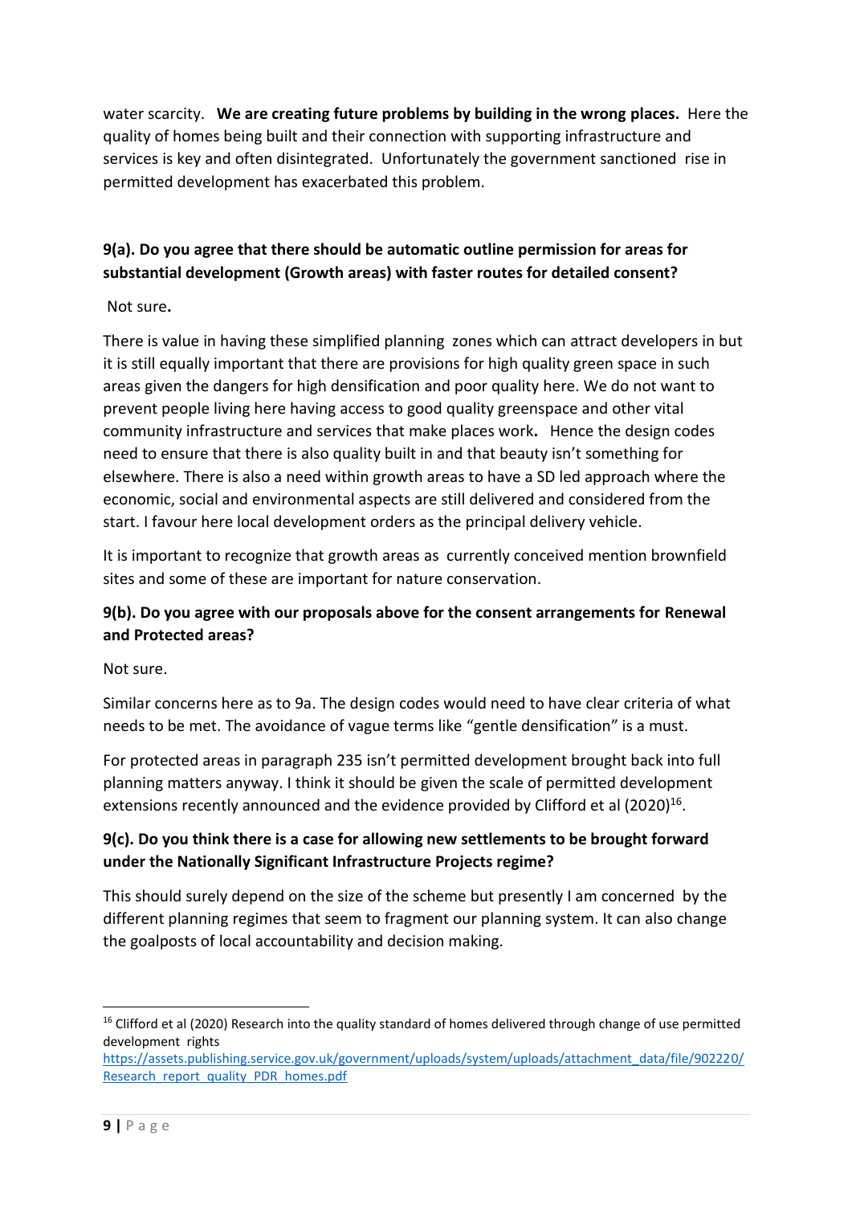water scarcity. **We are creating future problems by building in the wrong places.** Here the quality of homes being built and their connection with supporting infrastructure and services is key and often disintegrated. Unfortunately the government sanctioned rise in permitted development has exacerbated this problem.

**9(a). Do you agree that there should be automatic outline permission for areas for substantial development (Growth areas) with faster routes for detailed consent?**

Not sure**.**

There is value in having these simplified planning zones which can attract developers in but it is still equally important that there are provisions for high quality green space in such areas given the dangers for high densification and poor quality here. We do not want to prevent people living here having access to good quality greenspace and other vital community infrastructure and services that make places work**.** Hence the design codes need to ensure that there is also quality built in and that beauty isn't something for elsewhere. There is also a need within growth areas to have a SD led approach where the economic, social and environmental aspects are still delivered and considered from the start. I favour here local development orders as the principal delivery vehicle.

It is important to recognize that growth areas as currently conceived mention brownfield sites and some of these are important for nature conservation.

**9(b). Do you agree with our proposals above for the consent arrangements for Renewal and Protected areas?**

Not sure.

Similar concerns here as to 9a. The design codes would need to have clear criteria of what needs to be met. The avoidance of vague terms like "gentle densification" is a must.

For protected areas in paragraph 235 isn't permitted development brought back into full planning matters anyway. I think it should be given the scale of permitted development extensions recently announced and the evidence provided by Clifford et al (2020)[16].

**9(c). Do you think there is a case for allowing new settlements to be brought forward under the Nationally Significant Infrastructure Projects regime?**

This should surely depend on the size of the scheme but presently I am concerned by the different planning regimes that seem to fragment our planning system. It can also change the goalposts of local accountability and decision making.

---

[16] Clifford et al (2020) Research into the quality standard of homes delivered through change of use permitted development rights
https://assets.publishing.service.gov.uk/government/uploads/system/uploads/attachment_data/file/902220/Research_report_quality_PDR_homes.pdf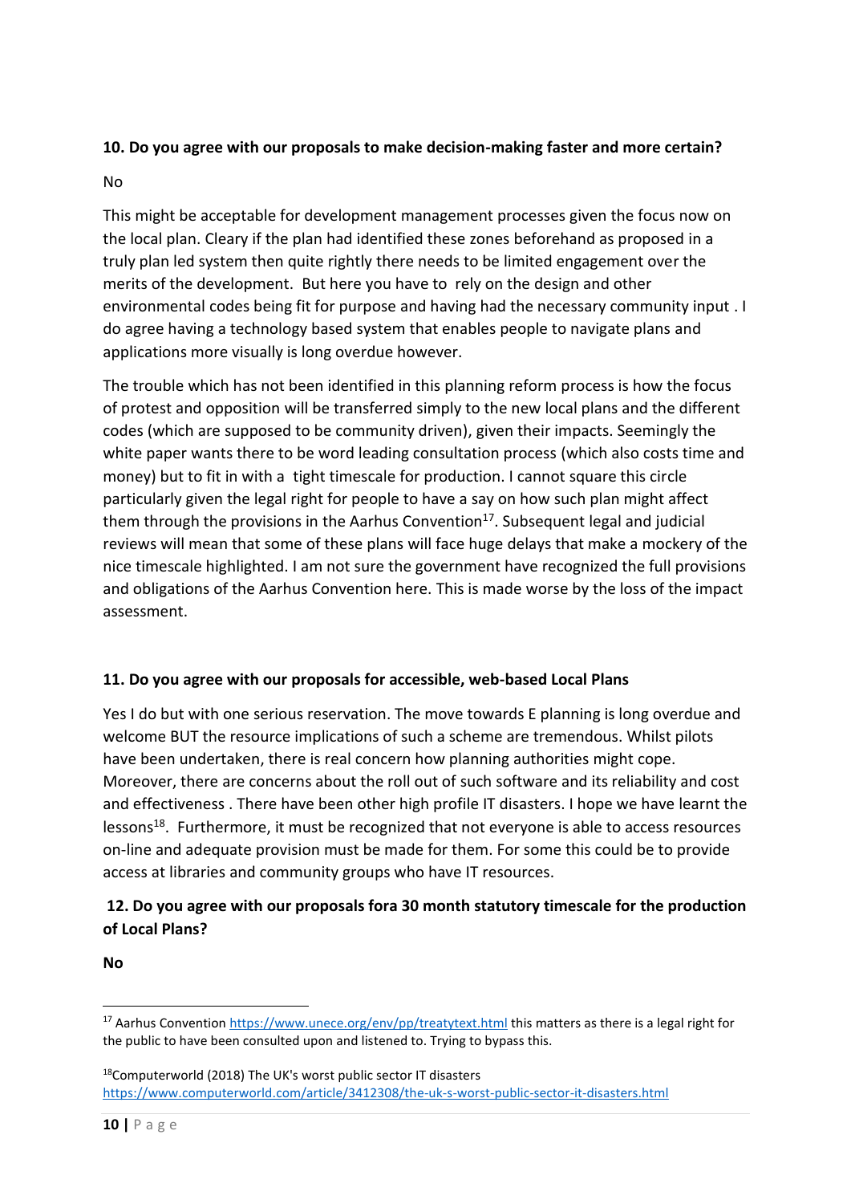**10. Do you agree with our proposals to make decision-making faster and more certain?**

No

This might be acceptable for development management processes given the focus now on the local plan. Cleary if the plan had identified these zones beforehand as proposed in a truly plan led system then quite rightly there needs to be limited engagement over the merits of the development.  But here you have to  rely on the design and other environmental codes being fit for purpose and having had the necessary community input . I do agree having a technology based system that enables people to navigate plans and applications more visually is long overdue however.

The trouble which has not been identified in this planning reform process is how the focus of protest and opposition will be transferred simply to the new local plans and the different codes (which are supposed to be community driven), given their impacts. Seemingly the white paper wants there to be word leading consultation process (which also costs time and money) but to fit in with a  tight timescale for production. I cannot square this circle particularly given the legal right for people to have a say on how such plan might affect them through the provisions in the Aarhus Convention[17]. Subsequent legal and judicial reviews will mean that some of these plans will face huge delays that make a mockery of the nice timescale highlighted. I am not sure the government have recognized the full provisions and obligations of the Aarhus Convention here. This is made worse by the loss of the impact assessment.

**11. Do you agree with our proposals for accessible, web-based Local Plans**

Yes I do but with one serious reservation. The move towards E planning is long overdue and welcome BUT the resource implications of such a scheme are tremendous. Whilst pilots have been undertaken, there is real concern how planning authorities might cope. Moreover, there are concerns about the roll out of such software and its reliability and cost and effectiveness . There have been other high profile IT disasters. I hope we have learnt the lessons[18].  Furthermore, it must be recognized that not everyone is able to access resources on-line and adequate provision must be made for them. For some this could be to provide access at libraries and community groups who have IT resources.

**12. Do you agree with our proposals fora 30 month statutory timescale for the production of Local Plans?**

**No**

---

[17] Aarhus Convention https://www.unece.org/env/pp/treatytext.html this matters as there is a legal right for the public to have been consulted upon and listened to. Trying to bypass this.

[18] Computerworld (2018) The UK's worst public sector IT disasters https://www.computerworld.com/article/3412308/the-uk-s-worst-public-sector-it-disasters.html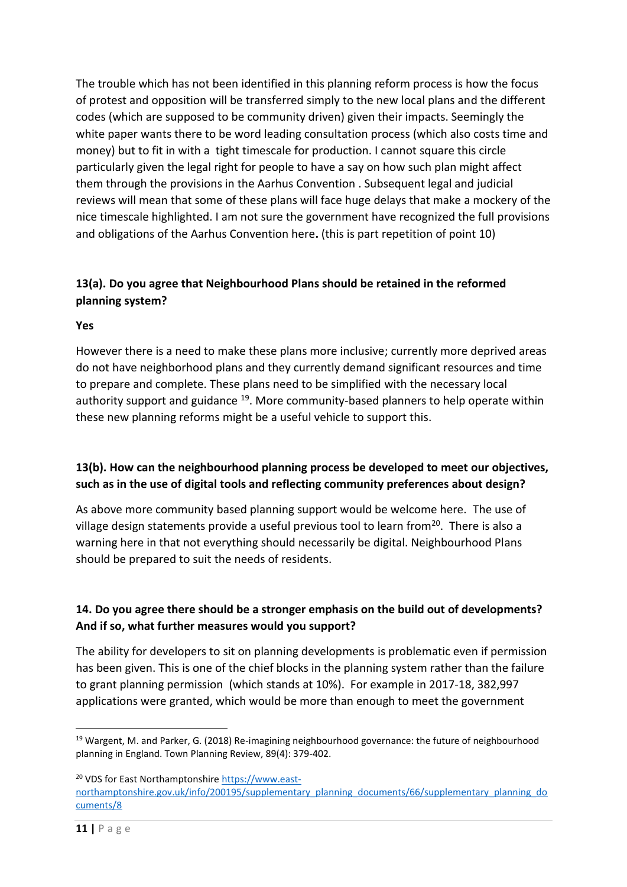The trouble which has not been identified in this planning reform process is how the focus of protest and opposition will be transferred simply to the new local plans and the different codes (which are supposed to be community driven) given their impacts. Seemingly the white paper wants there to be word leading consultation process (which also costs time and money) but to fit in with a tight timescale for production. I cannot square this circle particularly given the legal right for people to have a say on how such plan might affect them through the provisions in the Aarhus Convention . Subsequent legal and judicial reviews will mean that some of these plans will face huge delays that make a mockery of the nice timescale highlighted. I am not sure the government have recognized the full provisions and obligations of the Aarhus Convention here**.** (this is part repetition of point 10)

**13(a). Do you agree that Neighbourhood Plans should be retained in the reformed planning system?**

**Yes**

However there is a need to make these plans more inclusive; currently more deprived areas do not have neighborhood plans and they currently demand significant resources and time to prepare and complete. These plans need to be simplified with the necessary local authority support and guidance [19]. More community-based planners to help operate within these new planning reforms might be a useful vehicle to support this.

**13(b). How can the neighbourhood planning process be developed to meet our objectives, such as in the use of digital tools and reflecting community preferences about design?**

As above more community based planning support would be welcome here. The use of village design statements provide a useful previous tool to learn from[20]. There is also a warning here in that not everything should necessarily be digital. Neighbourhood Plans should be prepared to suit the needs of residents.

**14. Do you agree there should be a stronger emphasis on the build out of developments? And if so, what further measures would you support?**

The ability for developers to sit on planning developments is problematic even if permission has been given. This is one of the chief blocks in the planning system rather than the failure to grant planning permission (which stands at 10%). For example in 2017-18, 382,997 applications were granted, which would be more than enough to meet the government

[19] Wargent, M. and Parker, G. (2018) Re-imagining neighbourhood governance: the future of neighbourhood planning in England. Town Planning Review, 89(4): 379-402.

[20] VDS for East Northamptonshire https://www.east-northamptonshire.gov.uk/info/200195/supplementary_planning_documents/66/supplementary_planning_documents/8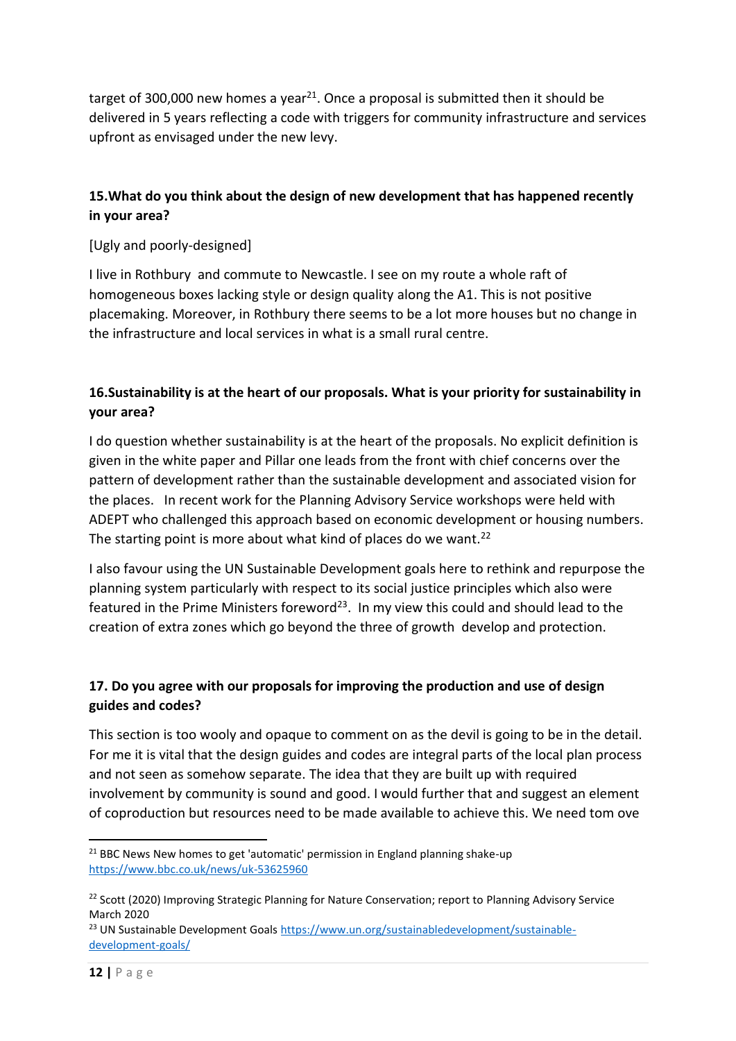target of 300,000 new homes a year[21]. Once a proposal is submitted then it should be delivered in 5 years reflecting a code with triggers for community infrastructure and services upfront as envisaged under the new levy.

**15.What do you think about the design of new development that has happened recently in your area?**

[Ugly and poorly-designed]

I live in Rothbury  and commute to Newcastle. I see on my route a whole raft of homogeneous boxes lacking style or design quality along the A1. This is not positive placemaking. Moreover, in Rothbury there seems to be a lot more houses but no change in the infrastructure and local services in what is a small rural centre.

**16.Sustainability is at the heart of our proposals. What is your priority for sustainability in your area?**

I do question whether sustainability is at the heart of the proposals. No explicit definition is given in the white paper and Pillar one leads from the front with chief concerns over the pattern of development rather than the sustainable development and associated vision for the places.   In recent work for the Planning Advisory Service workshops were held with ADEPT who challenged this approach based on economic development or housing numbers. The starting point is more about what kind of places do we want.[22]

I also favour using the UN Sustainable Development goals here to rethink and repurpose the planning system particularly with respect to its social justice principles which also were featured in the Prime Ministers foreword[23].  In my view this could and should lead to the creation of extra zones which go beyond the three of growth  develop and protection.

**17. Do you agree with our proposals for improving the production and use of design guides and codes?**

This section is too wooly and opaque to comment on as the devil is going to be in the detail. For me it is vital that the design guides and codes are integral parts of the local plan process and not seen as somehow separate. The idea that they are built up with required involvement by community is sound and good. I would further that and suggest an element of coproduction but resources need to be made available to achieve this. We need tom ove

---

[21] BBC News New homes to get 'automatic' permission in England planning shake-up https://www.bbc.co.uk/news/uk-53625960

[22] Scott (2020) Improving Strategic Planning for Nature Conservation; report to Planning Advisory Service March 2020

[23] UN Sustainable Development Goals https://www.un.org/sustainabledevelopment/sustainable-development-goals/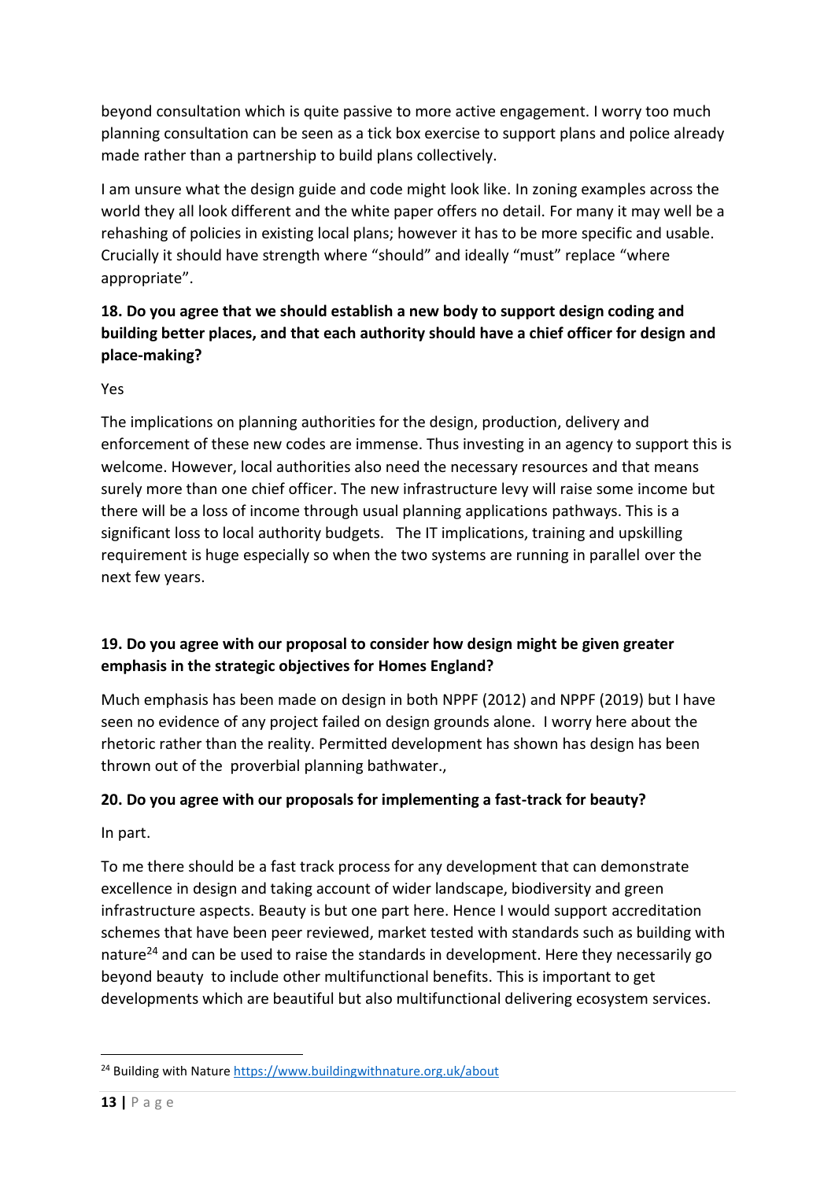beyond consultation which is quite passive to more active engagement. I worry too much planning consultation can be seen as a tick box exercise to support plans and police already made rather than a partnership to build plans collectively.

I am unsure what the design guide and code might look like. In zoning examples across the world they all look different and the white paper offers no detail. For many it may well be a rehashing of policies in existing local plans; however it has to be more specific and usable. Crucially it should have strength where "should" and ideally "must" replace "where appropriate".

**18. Do you agree that we should establish a new body to support design coding and building better places, and that each authority should have a chief officer for design and place-making?**

Yes

The implications on planning authorities for the design, production, delivery and enforcement of these new codes are immense. Thus investing in an agency to support this is welcome. However, local authorities also need the necessary resources and that means surely more than one chief officer. The new infrastructure levy will raise some income but there will be a loss of income through usual planning applications pathways. This is a significant loss to local authority budgets. The IT implications, training and upskilling requirement is huge especially so when the two systems are running in parallel over the next few years.

**19. Do you agree with our proposal to consider how design might be given greater emphasis in the strategic objectives for Homes England?**

Much emphasis has been made on design in both NPPF (2012) and NPPF (2019) but I have seen no evidence of any project failed on design grounds alone. I worry here about the rhetoric rather than the reality. Permitted development has shown has design has been thrown out of the proverbial planning bathwater.,

**20. Do you agree with our proposals for implementing a fast-track for beauty?**

In part.

To me there should be a fast track process for any development that can demonstrate excellence in design and taking account of wider landscape, biodiversity and green infrastructure aspects. Beauty is but one part here. Hence I would support accreditation schemes that have been peer reviewed, market tested with standards such as building with nature[24] and can be used to raise the standards in development. Here they necessarily go beyond beauty to include other multifunctional benefits. This is important to get developments which are beautiful but also multifunctional delivering ecosystem services.

---

[24] Building with Nature https://www.buildingwithnature.org.uk/about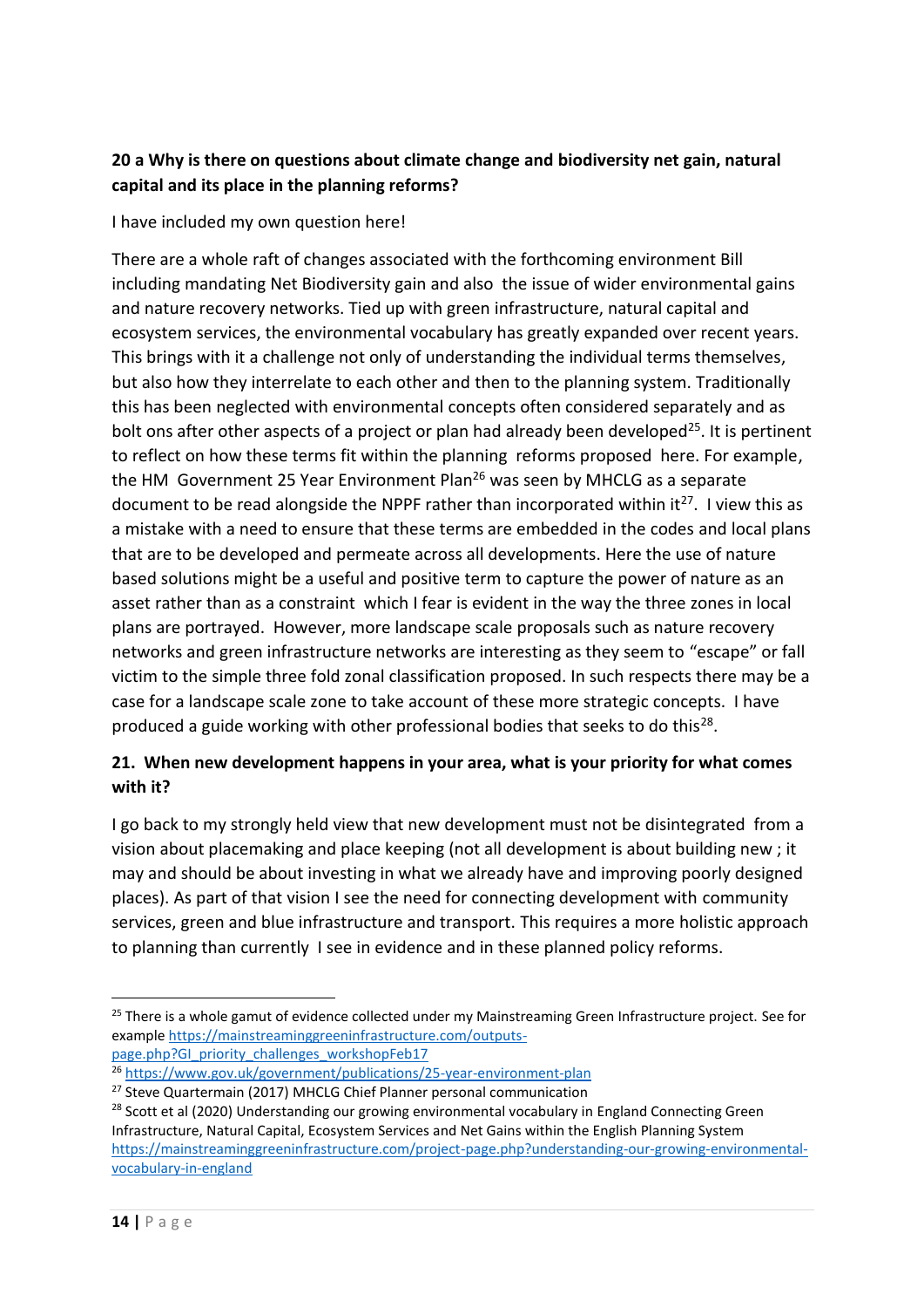**20 a Why is there on questions about climate change and biodiversity net gain, natural capital and its place in the planning reforms?**

I have included my own question here!

There are a whole raft of changes associated with the forthcoming environment Bill including mandating Net Biodiversity gain and also the issue of wider environmental gains and nature recovery networks. Tied up with green infrastructure, natural capital and ecosystem services, the environmental vocabulary has greatly expanded over recent years. This brings with it a challenge not only of understanding the individual terms themselves, but also how they interrelate to each other and then to the planning system. Traditionally this has been neglected with environmental concepts often considered separately and as bolt ons after other aspects of a project or plan had already been developed[25]. It is pertinent to reflect on how these terms fit within the planning reforms proposed here. For example, the HM Government 25 Year Environment Plan[26] was seen by MHCLG as a separate document to be read alongside the NPPF rather than incorporated within it[27]. I view this as a mistake with a need to ensure that these terms are embedded in the codes and local plans that are to be developed and permeate across all developments. Here the use of nature based solutions might be a useful and positive term to capture the power of nature as an asset rather than as a constraint which I fear is evident in the way the three zones in local plans are portrayed. However, more landscape scale proposals such as nature recovery networks and green infrastructure networks are interesting as they seem to "escape" or fall victim to the simple three fold zonal classification proposed. In such respects there may be a case for a landscape scale zone to take account of these more strategic concepts. I have produced a guide working with other professional bodies that seeks to do this[28].

**21. When new development happens in your area, what is your priority for what comes with it?**

I go back to my strongly held view that new development must not be disintegrated from a vision about placemaking and place keeping (not all development is about building new ; it may and should be about investing in what we already have and improving poorly designed places). As part of that vision I see the need for connecting development with community services, green and blue infrastructure and transport. This requires a more holistic approach to planning than currently I see in evidence and in these planned policy reforms.

---

[25] There is a whole gamut of evidence collected under my Mainstreaming Green Infrastructure project. See for example https://mainstreaminggreeninfrastructure.com/outputs-page.php?GI_priority_challenges_workshopFeb17

[26] https://www.gov.uk/government/publications/25-year-environment-plan

[27] Steve Quartermain (2017) MHCLG Chief Planner personal communication

[28] Scott et al (2020) Understanding our growing environmental vocabulary in England Connecting Green Infrastructure, Natural Capital, Ecosystem Services and Net Gains within the English Planning System https://mainstreaminggreeninfrastructure.com/project-page.php?understanding-our-growing-environmental-vocabulary-in-england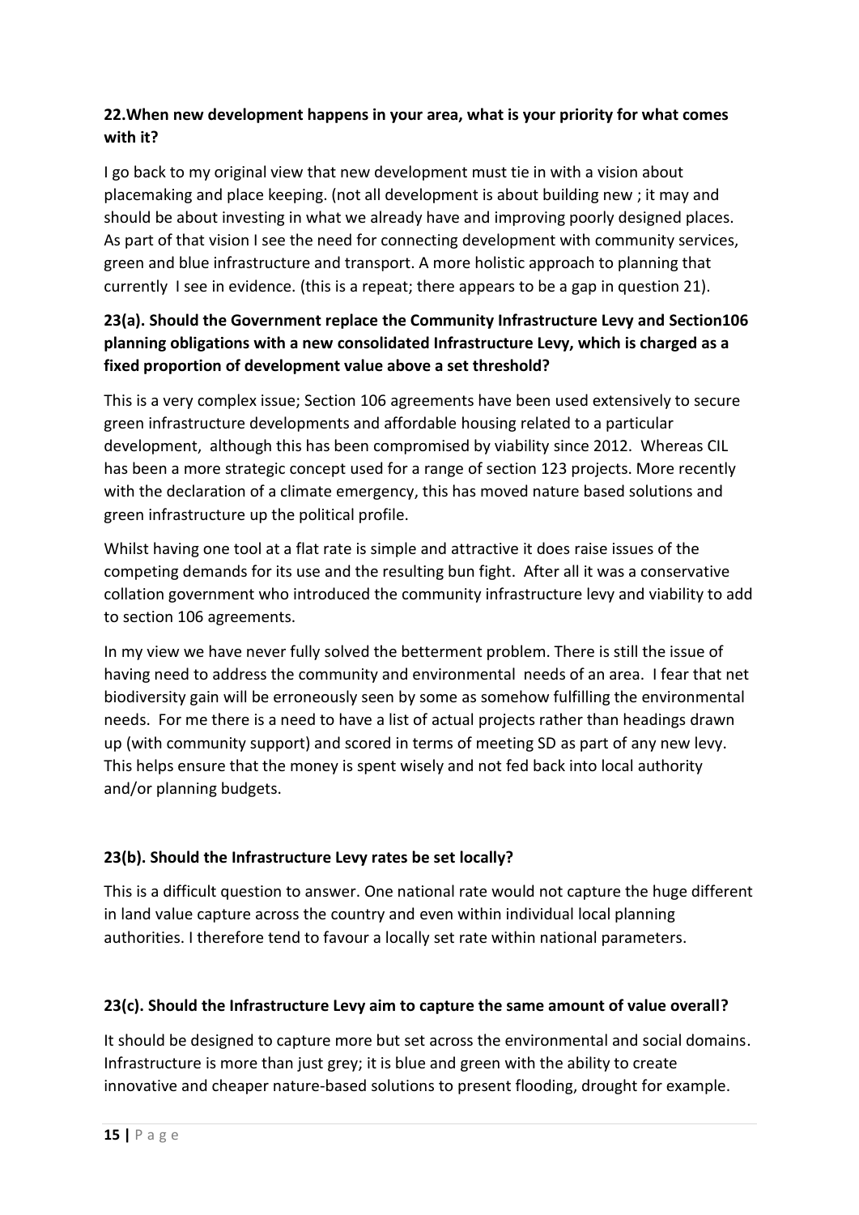**22.When new development happens in your area, what is your priority for what comes with it?**

I go back to my original view that new development must tie in with a vision about placemaking and place keeping. (not all development is about building new ; it may and should be about investing in what we already have and improving poorly designed places. As part of that vision I see the need for connecting development with community services, green and blue infrastructure and transport. A more holistic approach to planning that currently I see in evidence. (this is a repeat; there appears to be a gap in question 21).

**23(a). Should the Government replace the Community Infrastructure Levy and Section106 planning obligations with a new consolidated Infrastructure Levy, which is charged as a fixed proportion of development value above a set threshold?**

This is a very complex issue; Section 106 agreements have been used extensively to secure green infrastructure developments and affordable housing related to a particular development, although this has been compromised by viability since 2012. Whereas CIL has been a more strategic concept used for a range of section 123 projects. More recently with the declaration of a climate emergency, this has moved nature based solutions and green infrastructure up the political profile.

Whilst having one tool at a flat rate is simple and attractive it does raise issues of the competing demands for its use and the resulting bun fight. After all it was a conservative collation government who introduced the community infrastructure levy and viability to add to section 106 agreements.

In my view we have never fully solved the betterment problem. There is still the issue of having need to address the community and environmental needs of an area. I fear that net biodiversity gain will be erroneously seen by some as somehow fulfilling the environmental needs. For me there is a need to have a list of actual projects rather than headings drawn up (with community support) and scored in terms of meeting SD as part of any new levy. This helps ensure that the money is spent wisely and not fed back into local authority and/or planning budgets.

**23(b). Should the Infrastructure Levy rates be set locally?**

This is a difficult question to answer. One national rate would not capture the huge different in land value capture across the country and even within individual local planning authorities. I therefore tend to favour a locally set rate within national parameters.

**23(c). Should the Infrastructure Levy aim to capture the same amount of value overall?**

It should be designed to capture more but set across the environmental and social domains. Infrastructure is more than just grey; it is blue and green with the ability to create innovative and cheaper nature-based solutions to present flooding, drought for example.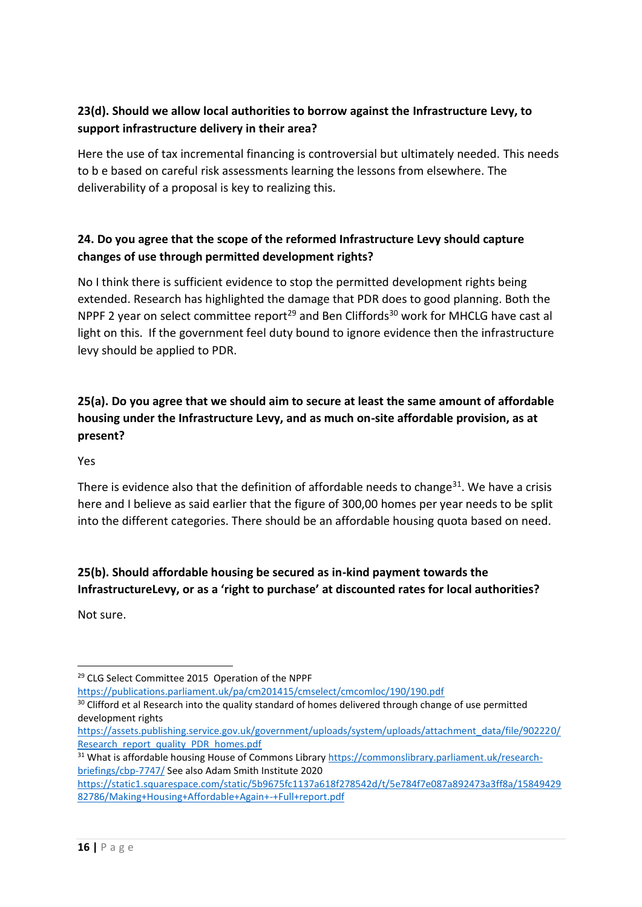**23(d). Should we allow local authorities to borrow against the Infrastructure Levy, to support infrastructure delivery in their area?**

Here the use of tax incremental financing is controversial but ultimately needed. This needs to b e based on careful risk assessments learning the lessons from elsewhere. The deliverability of a proposal is key to realizing this.

**24. Do you agree that the scope of the reformed Infrastructure Levy should capture changes of use through permitted development rights?**

No I think there is sufficient evidence to stop the permitted development rights being extended. Research has highlighted the damage that PDR does to good planning. Both the NPPF 2 year on select committee report[29] and Ben Cliffords[30] work for MHCLG have cast al light on this. If the government feel duty bound to ignore evidence then the infrastructure levy should be applied to PDR.

**25(a). Do you agree that we should aim to secure at least the same amount of affordable housing under the Infrastructure Levy, and as much on-site affordable provision, as at present?**

Yes

There is evidence also that the definition of affordable needs to change[31]. We have a crisis here and I believe as said earlier that the figure of 300,00 homes per year needs to be split into the different categories. There should be an affordable housing quota based on need.

**25(b). Should affordable housing be secured as in-kind payment towards the InfrastructureLevy, or as a 'right to purchase' at discounted rates for local authorities?**

Not sure.

---

[29] CLG Select Committee 2015 Operation of the NPPF https://publications.parliament.uk/pa/cm201415/cmselect/cmcomloc/190/190.pdf

[30] Clifford et al Research into the quality standard of homes delivered through change of use permitted development rights https://assets.publishing.service.gov.uk/government/uploads/system/uploads/attachment_data/file/902220/Research_report_quality_PDR_homes.pdf

[31] What is affordable housing House of Commons Library https://commonslibrary.parliament.uk/research-briefings/cbp-7747/ See also Adam Smith Institute 2020 https://static1.squarespace.com/static/5b9675fc1137a618f278542d/t/5e784f7e087a892473a3ff8a/1584942982786/Making+Housing+Affordable+Again+-+Full+report.pdf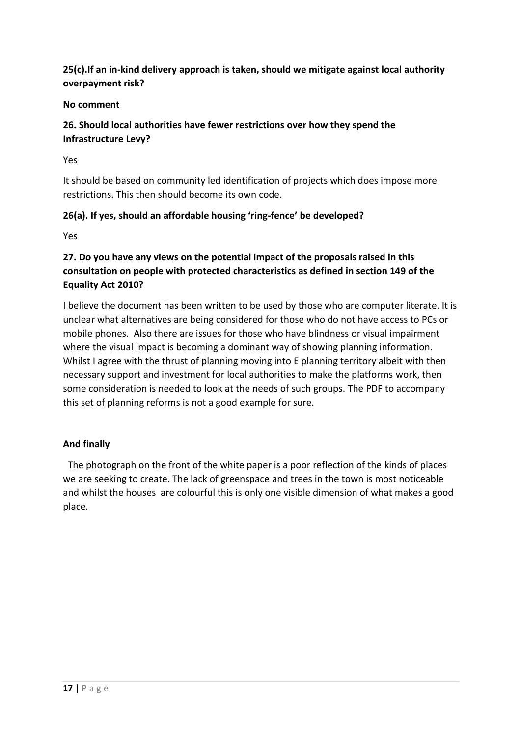**25(c).If an in-kind delivery approach is taken, should we mitigate against local authority overpayment risk?**

**No comment**

**26. Should local authorities have fewer restrictions over how they spend the Infrastructure Levy?**

Yes

It should be based on community led identification of projects which does impose more restrictions. This then should become its own code.

**26(a). If yes, should an affordable housing 'ring-fence' be developed?**

Yes

**27. Do you have any views on the potential impact of the proposals raised in this consultation on people with protected characteristics as defined in section 149 of the Equality Act 2010?**

I believe the document has been written to be used by those who are computer literate. It is unclear what alternatives are being considered for those who do not have access to PCs or mobile phones. Also there are issues for those who have blindness or visual impairment where the visual impact is becoming a dominant way of showing planning information. Whilst I agree with the thrust of planning moving into E planning territory albeit with then necessary support and investment for local authorities to make the platforms work, then some consideration is needed to look at the needs of such groups. The PDF to accompany this set of planning reforms is not a good example for sure.

**And finally**

The photograph on the front of the white paper is a poor reflection of the kinds of places we are seeking to create. The lack of greenspace and trees in the town is most noticeable and whilst the houses are colourful this is only one visible dimension of what makes a good place.